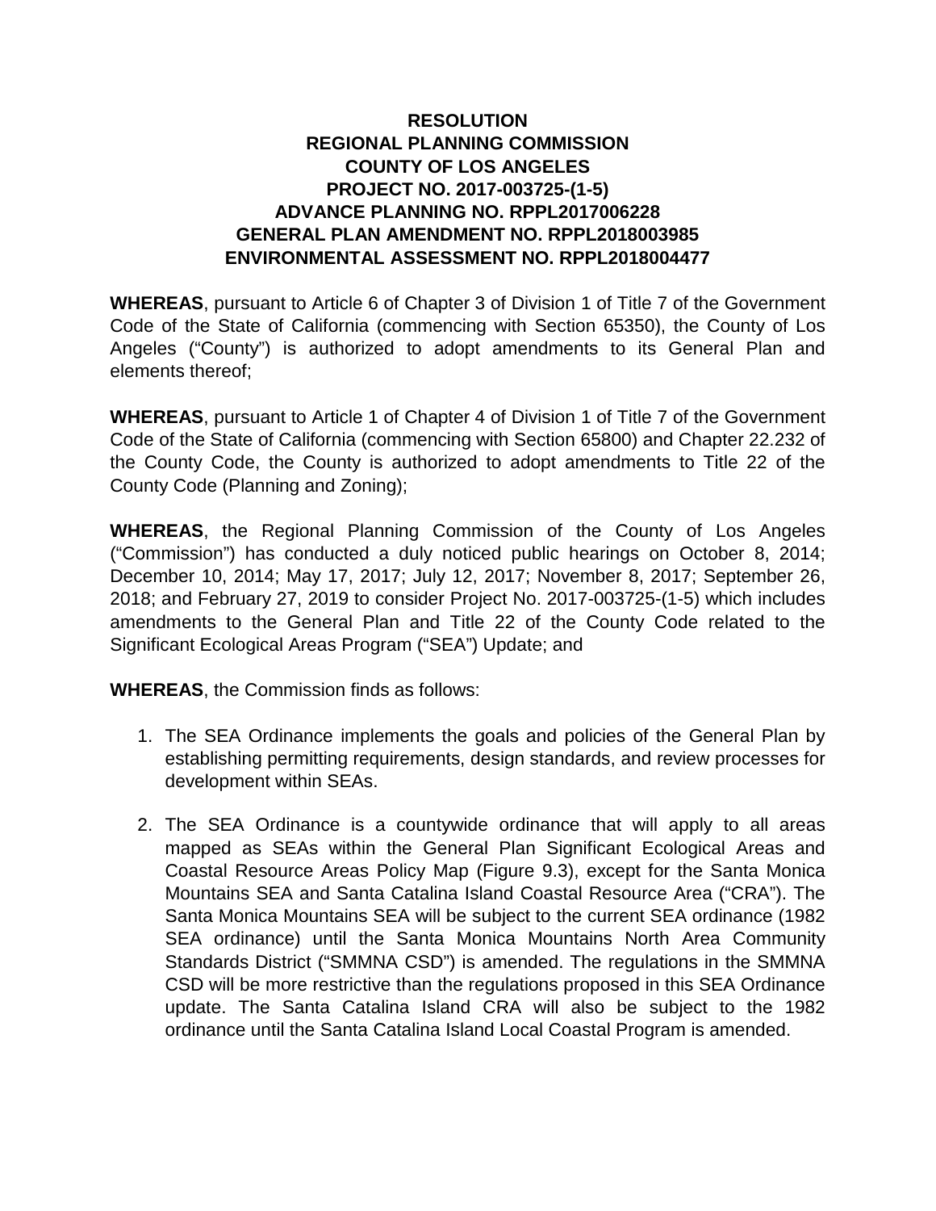**RESOLUTION**
**REGIONAL PLANNING COMMISSION**
**COUNTY OF LOS ANGELES**
**PROJECT NO. 2017-003725-(1-5)**
**ADVANCE PLANNING NO. RPPL2017006228**
**GENERAL PLAN AMENDMENT NO. RPPL2018003985**
**ENVIRONMENTAL ASSESSMENT NO. RPPL2018004477**

**WHEREAS**, pursuant to Article 6 of Chapter 3 of Division 1 of Title 7 of the Government Code of the State of California (commencing with Section 65350), the County of Los Angeles ("County") is authorized to adopt amendments to its General Plan and elements thereof;

**WHEREAS**, pursuant to Article 1 of Chapter 4 of Division 1 of Title 7 of the Government Code of the State of California (commencing with Section 65800) and Chapter 22.232 of the County Code, the County is authorized to adopt amendments to Title 22 of the County Code (Planning and Zoning);

**WHEREAS**, the Regional Planning Commission of the County of Los Angeles ("Commission") has conducted a duly noticed public hearings on October 8, 2014; December 10, 2014; May 17, 2017; July 12, 2017; November 8, 2017; September 26, 2018; and February 27, 2019 to consider Project No. 2017-003725-(1-5) which includes amendments to the General Plan and Title 22 of the County Code related to the Significant Ecological Areas Program ("SEA") Update; and

**WHEREAS**, the Commission finds as follows:

1. The SEA Ordinance implements the goals and policies of the General Plan by establishing permitting requirements, design standards, and review processes for development within SEAs.

2. The SEA Ordinance is a countywide ordinance that will apply to all areas mapped as SEAs within the General Plan Significant Ecological Areas and Coastal Resource Areas Policy Map (Figure 9.3), except for the Santa Monica Mountains SEA and Santa Catalina Island Coastal Resource Area ("CRA"). The Santa Monica Mountains SEA will be subject to the current SEA ordinance (1982 SEA ordinance) until the Santa Monica Mountains North Area Community Standards District ("SMMNA CSD") is amended. The regulations in the SMMNA CSD will be more restrictive than the regulations proposed in this SEA Ordinance update. The Santa Catalina Island CRA will also be subject to the 1982 ordinance until the Santa Catalina Island Local Coastal Program is amended.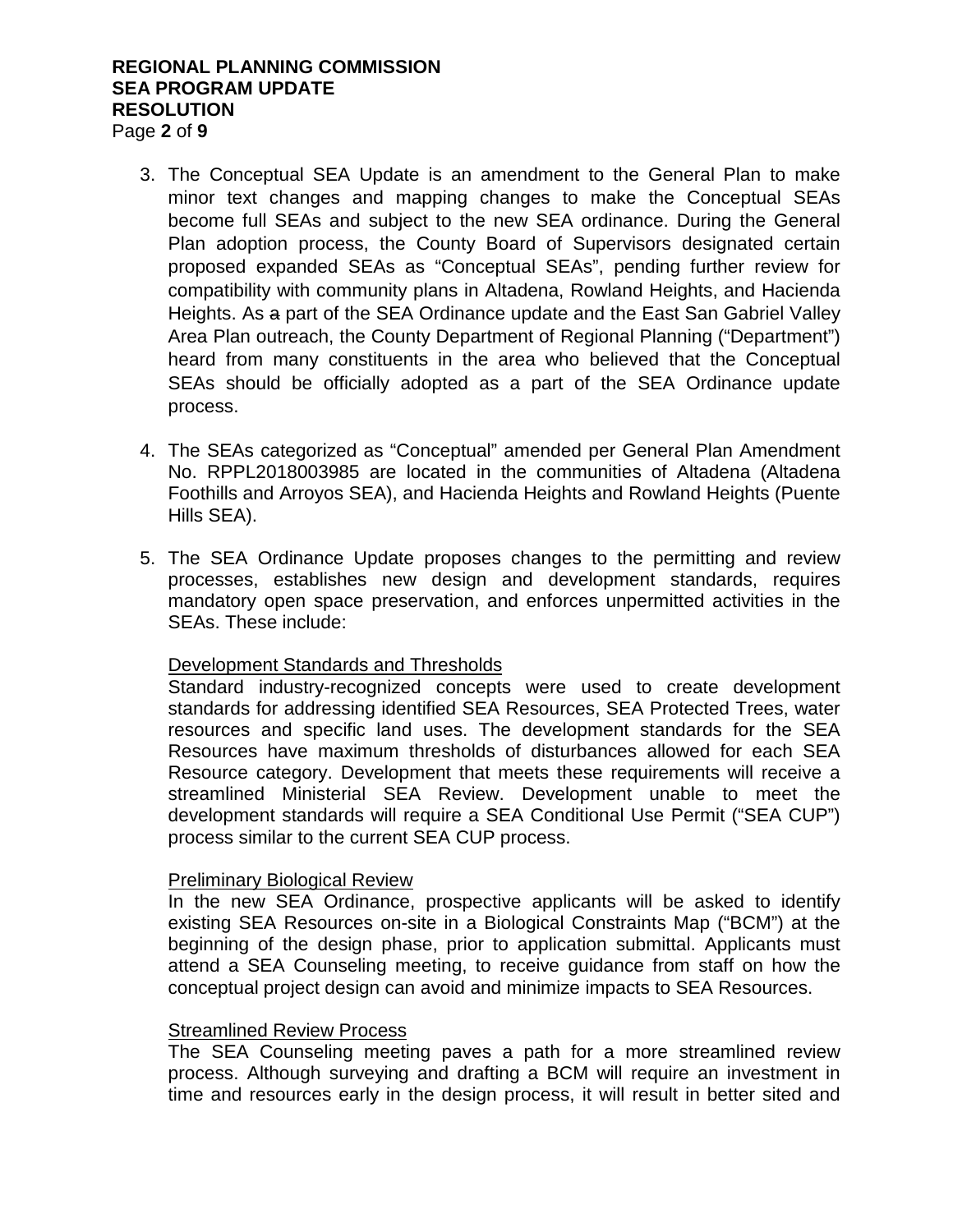3. The Conceptual SEA Update is an amendment to the General Plan to make minor text changes and mapping changes to make the Conceptual SEAs become full SEAs and subject to the new SEA ordinance. During the General Plan adoption process, the County Board of Supervisors designated certain proposed expanded SEAs as "Conceptual SEAs", pending further review for compatibility with community plans in Altadena, Rowland Heights, and Hacienda Heights. As ~~a~~ part of the SEA Ordinance update and the East San Gabriel Valley Area Plan outreach, the County Department of Regional Planning ("Department") heard from many constituents in the area who believed that the Conceptual SEAs should be officially adopted as a part of the SEA Ordinance update process.

4. The SEAs categorized as "Conceptual" amended per General Plan Amendment No. RPPL2018003985 are located in the communities of Altadena (Altadena Foothills and Arroyos SEA), and Hacienda Heights and Rowland Heights (Puente Hills SEA).

5. The SEA Ordinance Update proposes changes to the permitting and review processes, establishes new design and development standards, requires mandatory open space preservation, and enforces unpermitted activities in the SEAs. These include:

   <u>Development Standards and Thresholds</u>
   Standard industry-recognized concepts were used to create development standards for addressing identified SEA Resources, SEA Protected Trees, water resources and specific land uses. The development standards for the SEA Resources have maximum thresholds of disturbances allowed for each SEA Resource category. Development that meets these requirements will receive a streamlined Ministerial SEA Review. Development unable to meet the development standards will require a SEA Conditional Use Permit ("SEA CUP") process similar to the current SEA CUP process.

   <u>Preliminary Biological Review</u>
   In the new SEA Ordinance, prospective applicants will be asked to identify existing SEA Resources on-site in a Biological Constraints Map ("BCM") at the beginning of the design phase, prior to application submittal. Applicants must attend a SEA Counseling meeting, to receive guidance from staff on how the conceptual project design can avoid and minimize impacts to SEA Resources.

   <u>Streamlined Review Process</u>
   The SEA Counseling meeting paves a path for a more streamlined review process. Although surveying and drafting a BCM will require an investment in time and resources early in the design process, it will result in better sited and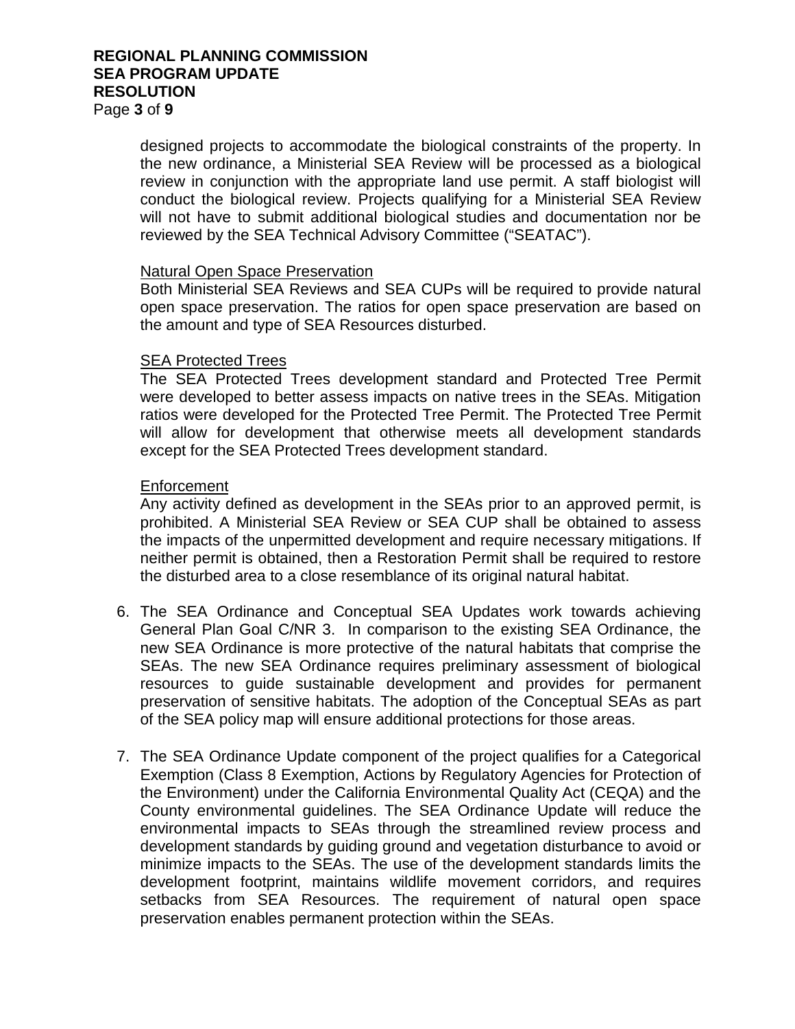designed projects to accommodate the biological constraints of the property. In the new ordinance, a Ministerial SEA Review will be processed as a biological review in conjunction with the appropriate land use permit. A staff biologist will conduct the biological review. Projects qualifying for a Ministerial SEA Review will not have to submit additional biological studies and documentation nor be reviewed by the SEA Technical Advisory Committee ("SEATAC").

Natural Open Space Preservation

Both Ministerial SEA Reviews and SEA CUPs will be required to provide natural open space preservation. The ratios for open space preservation are based on the amount and type of SEA Resources disturbed.

SEA Protected Trees

The SEA Protected Trees development standard and Protected Tree Permit were developed to better assess impacts on native trees in the SEAs. Mitigation ratios were developed for the Protected Tree Permit. The Protected Tree Permit will allow for development that otherwise meets all development standards except for the SEA Protected Trees development standard.

Enforcement

Any activity defined as development in the SEAs prior to an approved permit, is prohibited. A Ministerial SEA Review or SEA CUP shall be obtained to assess the impacts of the unpermitted development and require necessary mitigations. If neither permit is obtained, then a Restoration Permit shall be required to restore the disturbed area to a close resemblance of its original natural habitat.

6. The SEA Ordinance and Conceptual SEA Updates work towards achieving General Plan Goal C/NR 3. In comparison to the existing SEA Ordinance, the new SEA Ordinance is more protective of the natural habitats that comprise the SEAs. The new SEA Ordinance requires preliminary assessment of biological resources to guide sustainable development and provides for permanent preservation of sensitive habitats. The adoption of the Conceptual SEAs as part of the SEA policy map will ensure additional protections for those areas.

7. The SEA Ordinance Update component of the project qualifies for a Categorical Exemption (Class 8 Exemption, Actions by Regulatory Agencies for Protection of the Environment) under the California Environmental Quality Act (CEQA) and the County environmental guidelines. The SEA Ordinance Update will reduce the environmental impacts to SEAs through the streamlined review process and development standards by guiding ground and vegetation disturbance to avoid or minimize impacts to the SEAs. The use of the development standards limits the development footprint, maintains wildlife movement corridors, and requires setbacks from SEA Resources. The requirement of natural open space preservation enables permanent protection within the SEAs.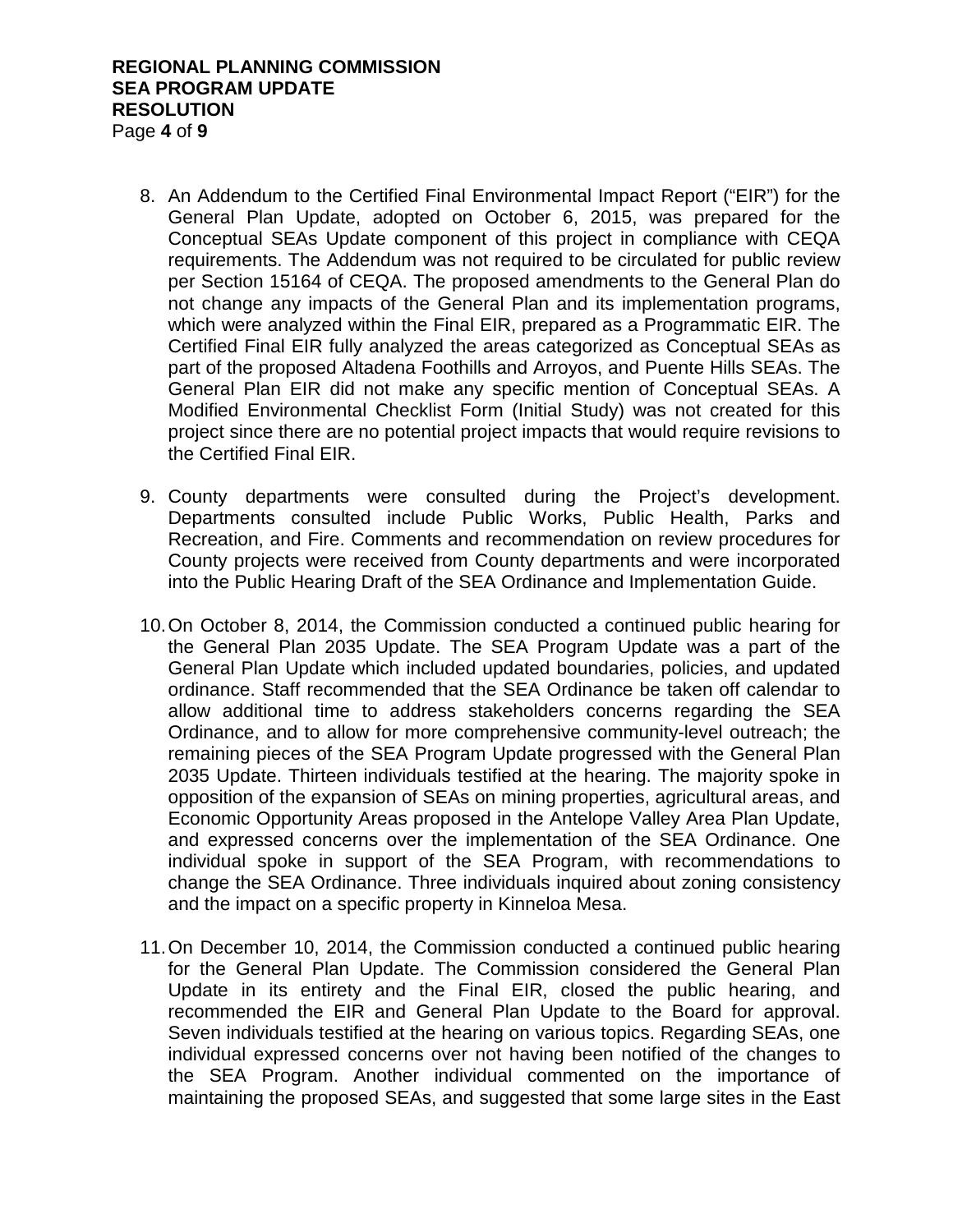8. An Addendum to the Certified Final Environmental Impact Report ("EIR") for the General Plan Update, adopted on October 6, 2015, was prepared for the Conceptual SEAs Update component of this project in compliance with CEQA requirements. The Addendum was not required to be circulated for public review per Section 15164 of CEQA. The proposed amendments to the General Plan do not change any impacts of the General Plan and its implementation programs, which were analyzed within the Final EIR, prepared as a Programmatic EIR. The Certified Final EIR fully analyzed the areas categorized as Conceptual SEAs as part of the proposed Altadena Foothills and Arroyos, and Puente Hills SEAs. The General Plan EIR did not make any specific mention of Conceptual SEAs. A Modified Environmental Checklist Form (Initial Study) was not created for this project since there are no potential project impacts that would require revisions to the Certified Final EIR.

9. County departments were consulted during the Project's development. Departments consulted include Public Works, Public Health, Parks and Recreation, and Fire. Comments and recommendation on review procedures for County projects were received from County departments and were incorporated into the Public Hearing Draft of the SEA Ordinance and Implementation Guide.

10. On October 8, 2014, the Commission conducted a continued public hearing for the General Plan 2035 Update. The SEA Program Update was a part of the General Plan Update which included updated boundaries, policies, and updated ordinance. Staff recommended that the SEA Ordinance be taken off calendar to allow additional time to address stakeholders concerns regarding the SEA Ordinance, and to allow for more comprehensive community-level outreach; the remaining pieces of the SEA Program Update progressed with the General Plan 2035 Update. Thirteen individuals testified at the hearing. The majority spoke in opposition of the expansion of SEAs on mining properties, agricultural areas, and Economic Opportunity Areas proposed in the Antelope Valley Area Plan Update, and expressed concerns over the implementation of the SEA Ordinance. One individual spoke in support of the SEA Program, with recommendations to change the SEA Ordinance. Three individuals inquired about zoning consistency and the impact on a specific property in Kinneloa Mesa.

11. On December 10, 2014, the Commission conducted a continued public hearing for the General Plan Update. The Commission considered the General Plan Update in its entirety and the Final EIR, closed the public hearing, and recommended the EIR and General Plan Update to the Board for approval. Seven individuals testified at the hearing on various topics. Regarding SEAs, one individual expressed concerns over not having been notified of the changes to the SEA Program. Another individual commented on the importance of maintaining the proposed SEAs, and suggested that some large sites in the East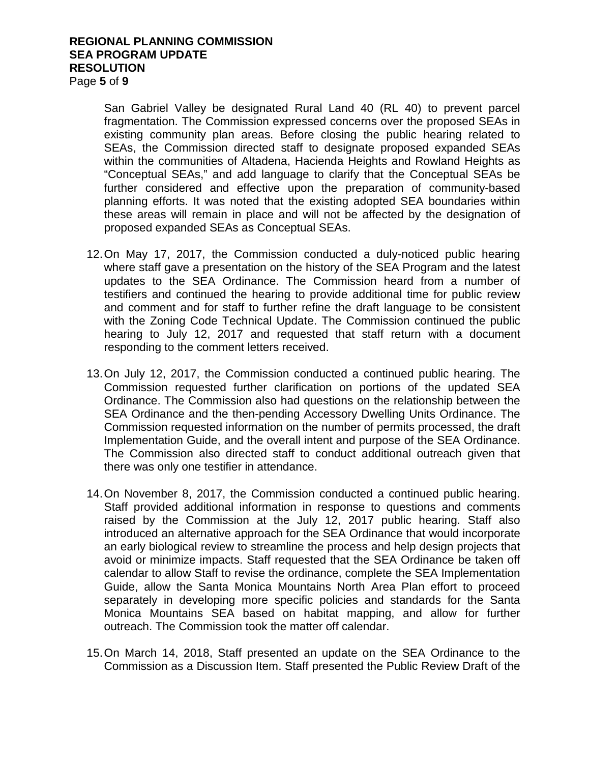San Gabriel Valley be designated Rural Land 40 (RL 40) to prevent parcel fragmentation. The Commission expressed concerns over the proposed SEAs in existing community plan areas. Before closing the public hearing related to SEAs, the Commission directed staff to designate proposed expanded SEAs within the communities of Altadena, Hacienda Heights and Rowland Heights as "Conceptual SEAs," and add language to clarify that the Conceptual SEAs be further considered and effective upon the preparation of community-based planning efforts. It was noted that the existing adopted SEA boundaries within these areas will remain in place and will not be affected by the designation of proposed expanded SEAs as Conceptual SEAs.

12. On May 17, 2017, the Commission conducted a duly-noticed public hearing where staff gave a presentation on the history of the SEA Program and the latest updates to the SEA Ordinance. The Commission heard from a number of testifiers and continued the hearing to provide additional time for public review and comment and for staff to further refine the draft language to be consistent with the Zoning Code Technical Update. The Commission continued the public hearing to July 12, 2017 and requested that staff return with a document responding to the comment letters received.

13. On July 12, 2017, the Commission conducted a continued public hearing. The Commission requested further clarification on portions of the updated SEA Ordinance. The Commission also had questions on the relationship between the SEA Ordinance and the then-pending Accessory Dwelling Units Ordinance. The Commission requested information on the number of permits processed, the draft Implementation Guide, and the overall intent and purpose of the SEA Ordinance. The Commission also directed staff to conduct additional outreach given that there was only one testifier in attendance.

14. On November 8, 2017, the Commission conducted a continued public hearing. Staff provided additional information in response to questions and comments raised by the Commission at the July 12, 2017 public hearing. Staff also introduced an alternative approach for the SEA Ordinance that would incorporate an early biological review to streamline the process and help design projects that avoid or minimize impacts. Staff requested that the SEA Ordinance be taken off calendar to allow Staff to revise the ordinance, complete the SEA Implementation Guide, allow the Santa Monica Mountains North Area Plan effort to proceed separately in developing more specific policies and standards for the Santa Monica Mountains SEA based on habitat mapping, and allow for further outreach. The Commission took the matter off calendar.

15. On March 14, 2018, Staff presented an update on the SEA Ordinance to the Commission as a Discussion Item. Staff presented the Public Review Draft of the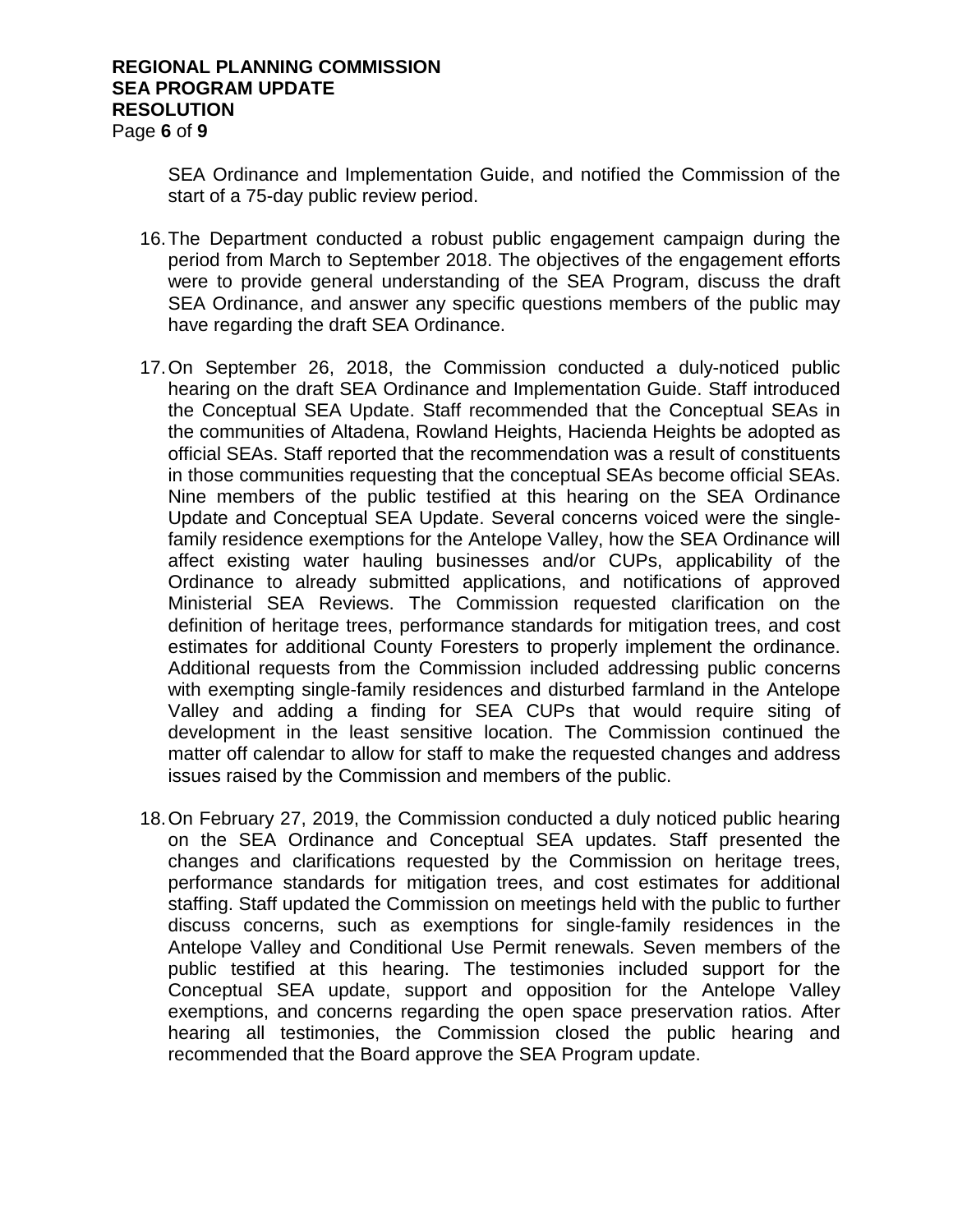SEA Ordinance and Implementation Guide, and notified the Commission of the start of a 75-day public review period.

16. The Department conducted a robust public engagement campaign during the period from March to September 2018. The objectives of the engagement efforts were to provide general understanding of the SEA Program, discuss the draft SEA Ordinance, and answer any specific questions members of the public may have regarding the draft SEA Ordinance.

17. On September 26, 2018, the Commission conducted a duly-noticed public hearing on the draft SEA Ordinance and Implementation Guide. Staff introduced the Conceptual SEA Update. Staff recommended that the Conceptual SEAs in the communities of Altadena, Rowland Heights, Hacienda Heights be adopted as official SEAs. Staff reported that the recommendation was a result of constituents in those communities requesting that the conceptual SEAs become official SEAs. Nine members of the public testified at this hearing on the SEA Ordinance Update and Conceptual SEA Update. Several concerns voiced were the single-family residence exemptions for the Antelope Valley, how the SEA Ordinance will affect existing water hauling businesses and/or CUPs, applicability of the Ordinance to already submitted applications, and notifications of approved Ministerial SEA Reviews. The Commission requested clarification on the definition of heritage trees, performance standards for mitigation trees, and cost estimates for additional County Foresters to properly implement the ordinance. Additional requests from the Commission included addressing public concerns with exempting single-family residences and disturbed farmland in the Antelope Valley and adding a finding for SEA CUPs that would require siting of development in the least sensitive location. The Commission continued the matter off calendar to allow for staff to make the requested changes and address issues raised by the Commission and members of the public.

18. On February 27, 2019, the Commission conducted a duly noticed public hearing on the SEA Ordinance and Conceptual SEA updates. Staff presented the changes and clarifications requested by the Commission on heritage trees, performance standards for mitigation trees, and cost estimates for additional staffing. Staff updated the Commission on meetings held with the public to further discuss concerns, such as exemptions for single-family residences in the Antelope Valley and Conditional Use Permit renewals. Seven members of the public testified at this hearing. The testimonies included support for the Conceptual SEA update, support and opposition for the Antelope Valley exemptions, and concerns regarding the open space preservation ratios. After hearing all testimonies, the Commission closed the public hearing and recommended that the Board approve the SEA Program update.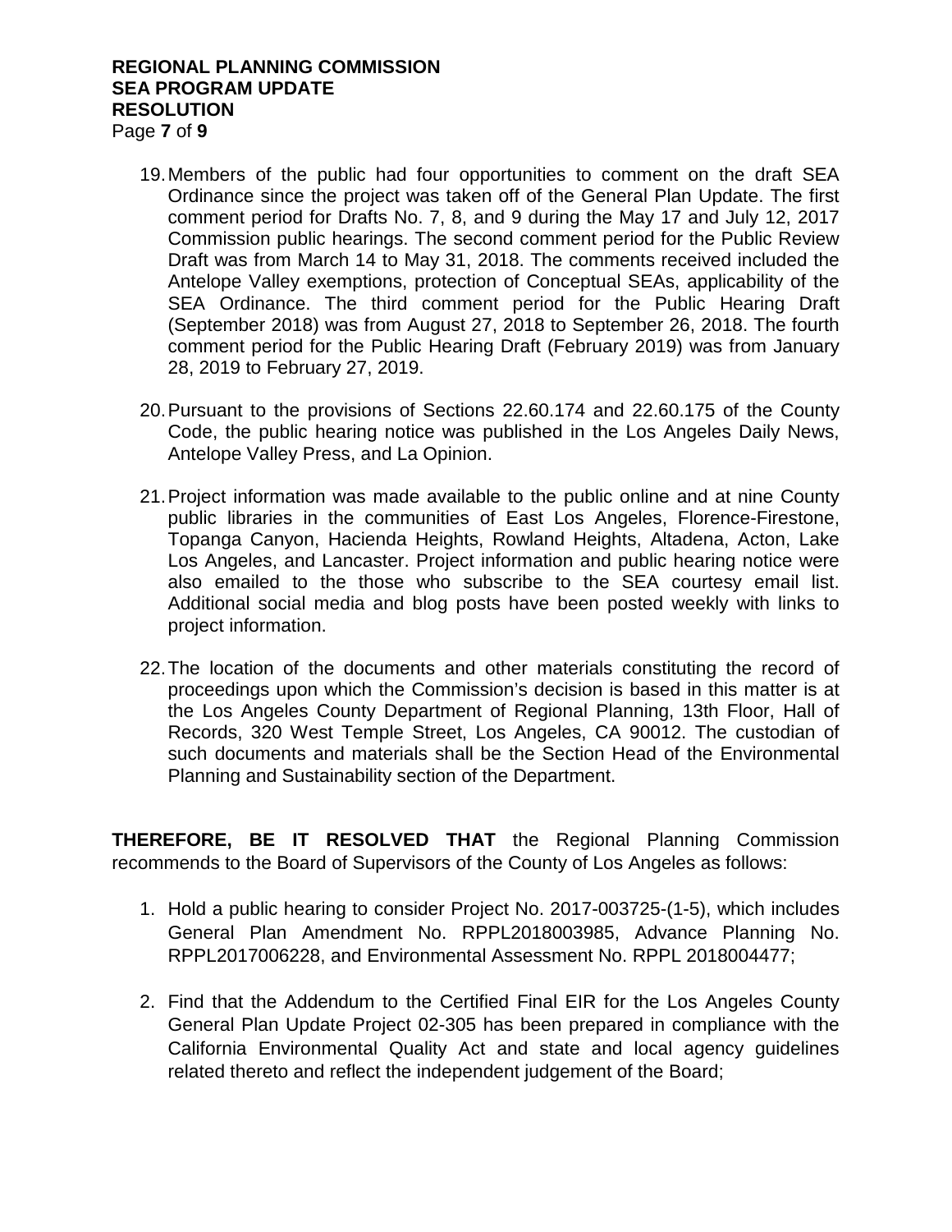19. Members of the public had four opportunities to comment on the draft SEA Ordinance since the project was taken off of the General Plan Update. The first comment period for Drafts No. 7, 8, and 9 during the May 17 and July 12, 2017 Commission public hearings. The second comment period for the Public Review Draft was from March 14 to May 31, 2018. The comments received included the Antelope Valley exemptions, protection of Conceptual SEAs, applicability of the SEA Ordinance. The third comment period for the Public Hearing Draft (September 2018) was from August 27, 2018 to September 26, 2018. The fourth comment period for the Public Hearing Draft (February 2019) was from January 28, 2019 to February 27, 2019.

20. Pursuant to the provisions of Sections 22.60.174 and 22.60.175 of the County Code, the public hearing notice was published in the Los Angeles Daily News, Antelope Valley Press, and La Opinion.

21. Project information was made available to the public online and at nine County public libraries in the communities of East Los Angeles, Florence-Firestone, Topanga Canyon, Hacienda Heights, Rowland Heights, Altadena, Acton, Lake Los Angeles, and Lancaster. Project information and public hearing notice were also emailed to the those who subscribe to the SEA courtesy email list. Additional social media and blog posts have been posted weekly with links to project information.

22. The location of the documents and other materials constituting the record of proceedings upon which the Commission's decision is based in this matter is at the Los Angeles County Department of Regional Planning, 13th Floor, Hall of Records, 320 West Temple Street, Los Angeles, CA 90012. The custodian of such documents and materials shall be the Section Head of the Environmental Planning and Sustainability section of the Department.

**THEREFORE, BE IT RESOLVED THAT** the Regional Planning Commission recommends to the Board of Supervisors of the County of Los Angeles as follows:

1. Hold a public hearing to consider Project No. 2017-003725-(1-5), which includes General Plan Amendment No. RPPL2018003985, Advance Planning No. RPPL2017006228, and Environmental Assessment No. RPPL 2018004477;

2. Find that the Addendum to the Certified Final EIR for the Los Angeles County General Plan Update Project 02-305 has been prepared in compliance with the California Environmental Quality Act and state and local agency guidelines related thereto and reflect the independent judgement of the Board;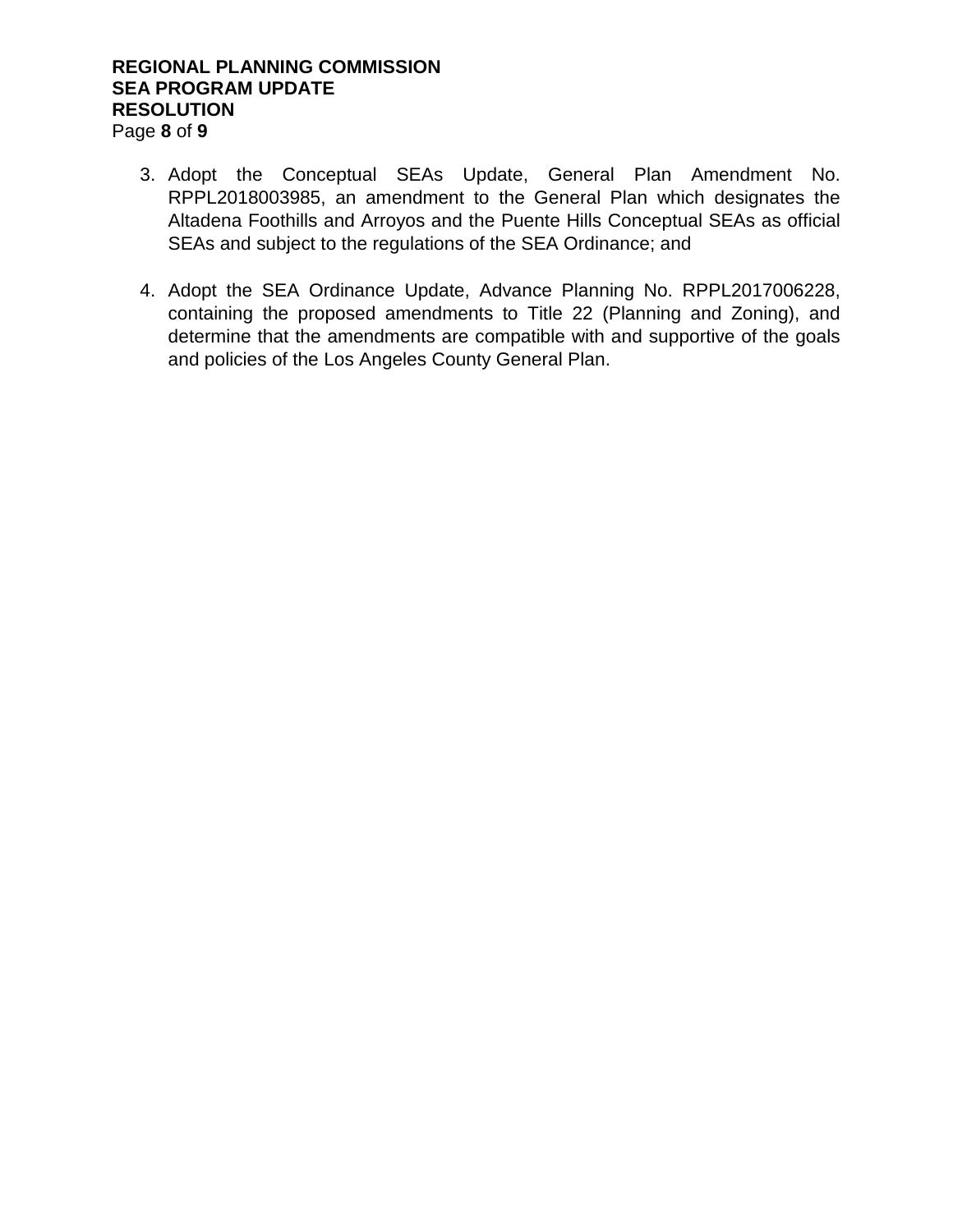3. Adopt the Conceptual SEAs Update, General Plan Amendment No. RPPL2018003985, an amendment to the General Plan which designates the Altadena Foothills and Arroyos and the Puente Hills Conceptual SEAs as official SEAs and subject to the regulations of the SEA Ordinance; and

4. Adopt the SEA Ordinance Update, Advance Planning No. RPPL2017006228, containing the proposed amendments to Title 22 (Planning and Zoning), and determine that the amendments are compatible with and supportive of the goals and policies of the Los Angeles County General Plan.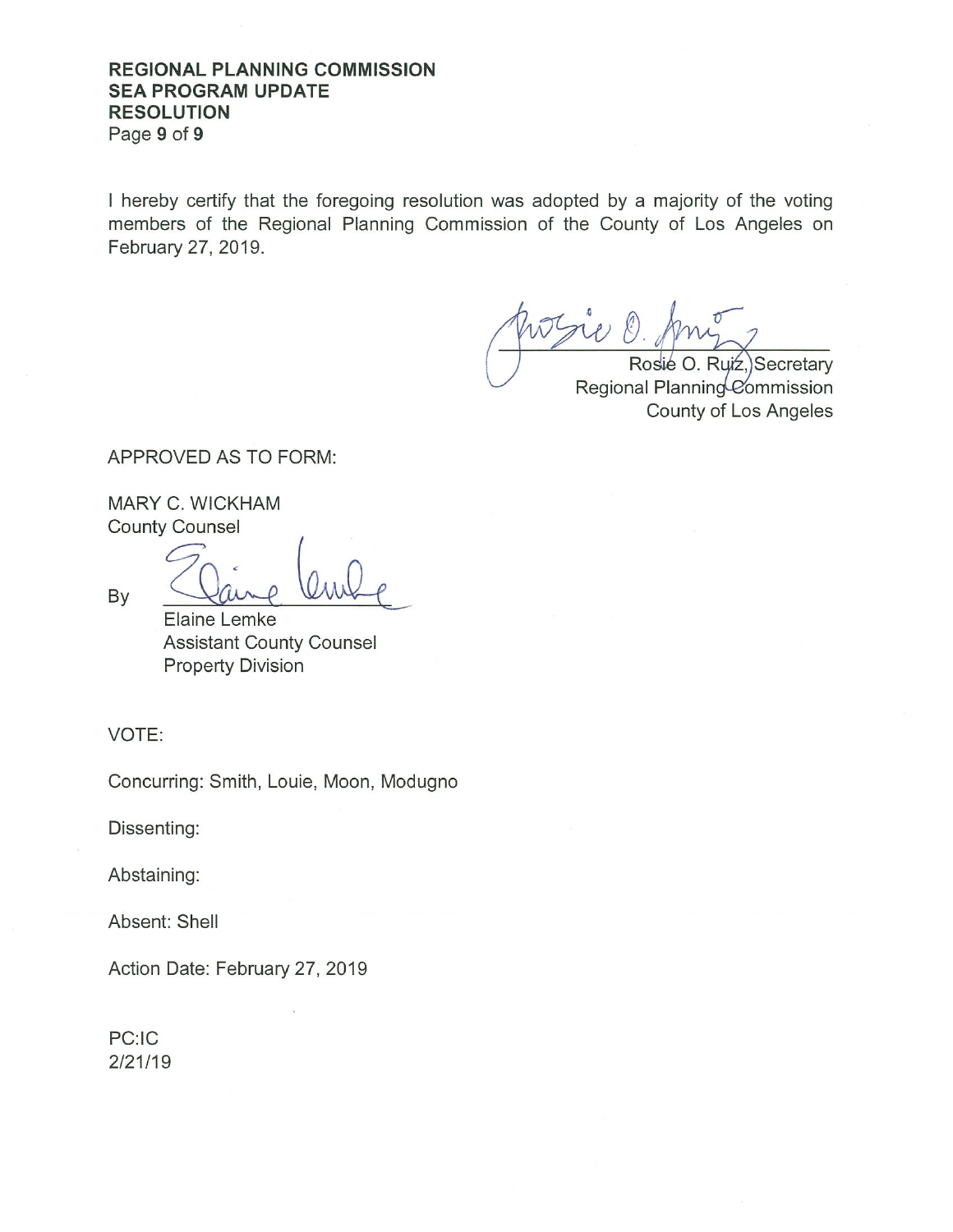I hereby certify that the foregoing resolution was adopted by a majority of the voting members of the Regional Planning Commission of the County of Los Angeles on February 27, 2019.

Rosie O. Ruiz, Secretary
Regional Planning Commission
County of Los Angeles

APPROVED AS TO FORM:

MARY C. WICKHAM
County Counsel

By

Elaine Lemke
Assistant County Counsel
Property Division

VOTE:

Concurring: Smith, Louie, Moon, Modugno

Dissenting:

Abstaining:

Absent: Shell

Action Date: February 27, 2019

PC:IC
2/21/19